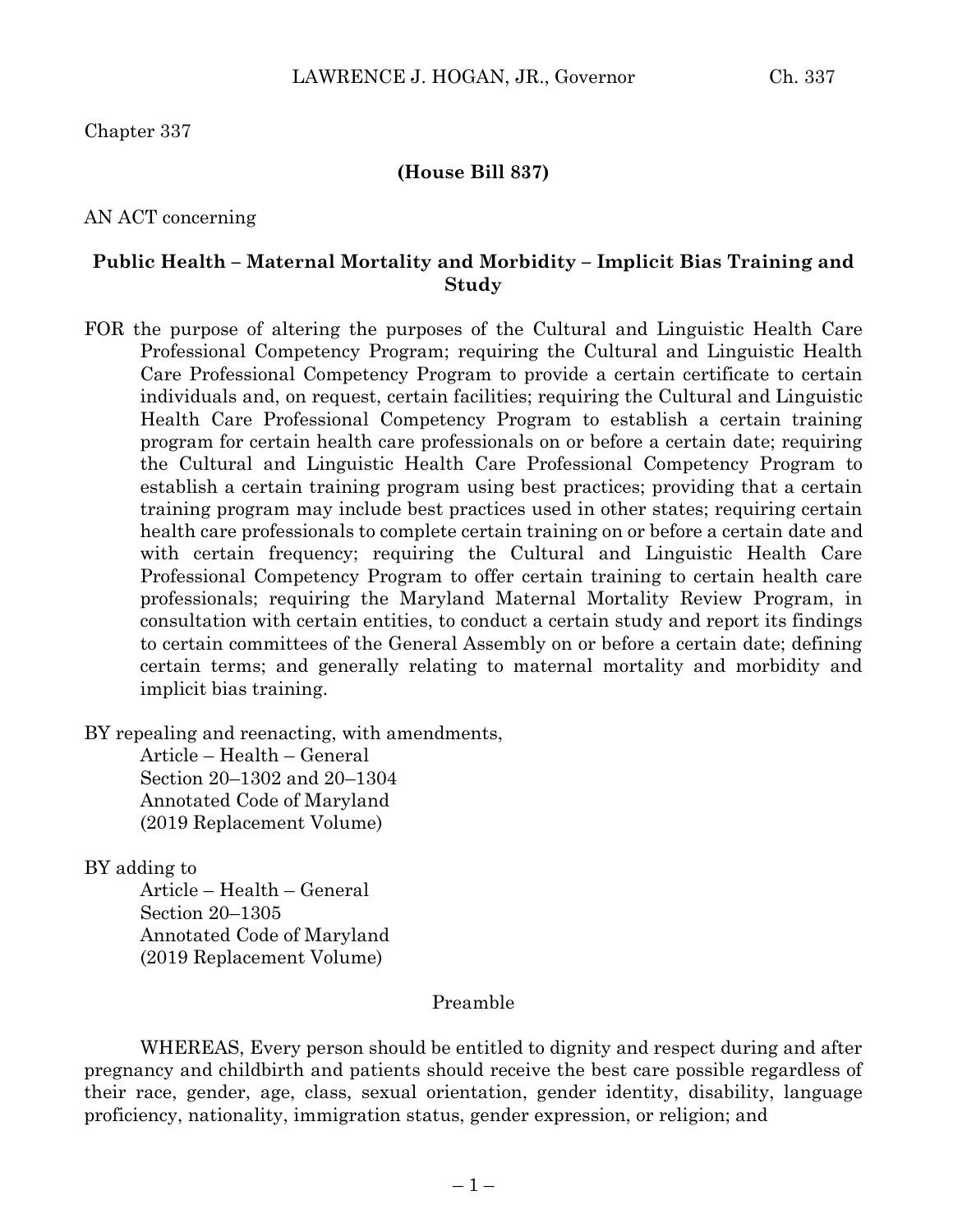Chapter 337

**(House Bill 837)**

AN ACT concerning

**Public Health – Maternal Mortality and Morbidity – Implicit Bias Training and Study**

FOR the purpose of altering the purposes of the Cultural and Linguistic Health Care Professional Competency Program; requiring the Cultural and Linguistic Health Care Professional Competency Program to provide a certain certificate to certain individuals and, on request, certain facilities; requiring the Cultural and Linguistic Health Care Professional Competency Program to establish a certain training program for certain health care professionals on or before a certain date; requiring the Cultural and Linguistic Health Care Professional Competency Program to establish a certain training program using best practices; providing that a certain training program may include best practices used in other states; requiring certain health care professionals to complete certain training on or before a certain date and with certain frequency; requiring the Cultural and Linguistic Health Care Professional Competency Program to offer certain training to certain health care professionals; requiring the Maryland Maternal Mortality Review Program, in consultation with certain entities, to conduct a certain study and report its findings to certain committees of the General Assembly on or before a certain date; defining certain terms; and generally relating to maternal mortality and morbidity and implicit bias training.

BY repealing and reenacting, with amendments,
Article – Health – General
Section 20–1302 and 20–1304
Annotated Code of Maryland
(2019 Replacement Volume)

BY adding to
Article – Health – General
Section 20–1305
Annotated Code of Maryland
(2019 Replacement Volume)

Preamble

WHEREAS, Every person should be entitled to dignity and respect during and after pregnancy and childbirth and patients should receive the best care possible regardless of their race, gender, age, class, sexual orientation, gender identity, disability, language proficiency, nationality, immigration status, gender expression, or religion; and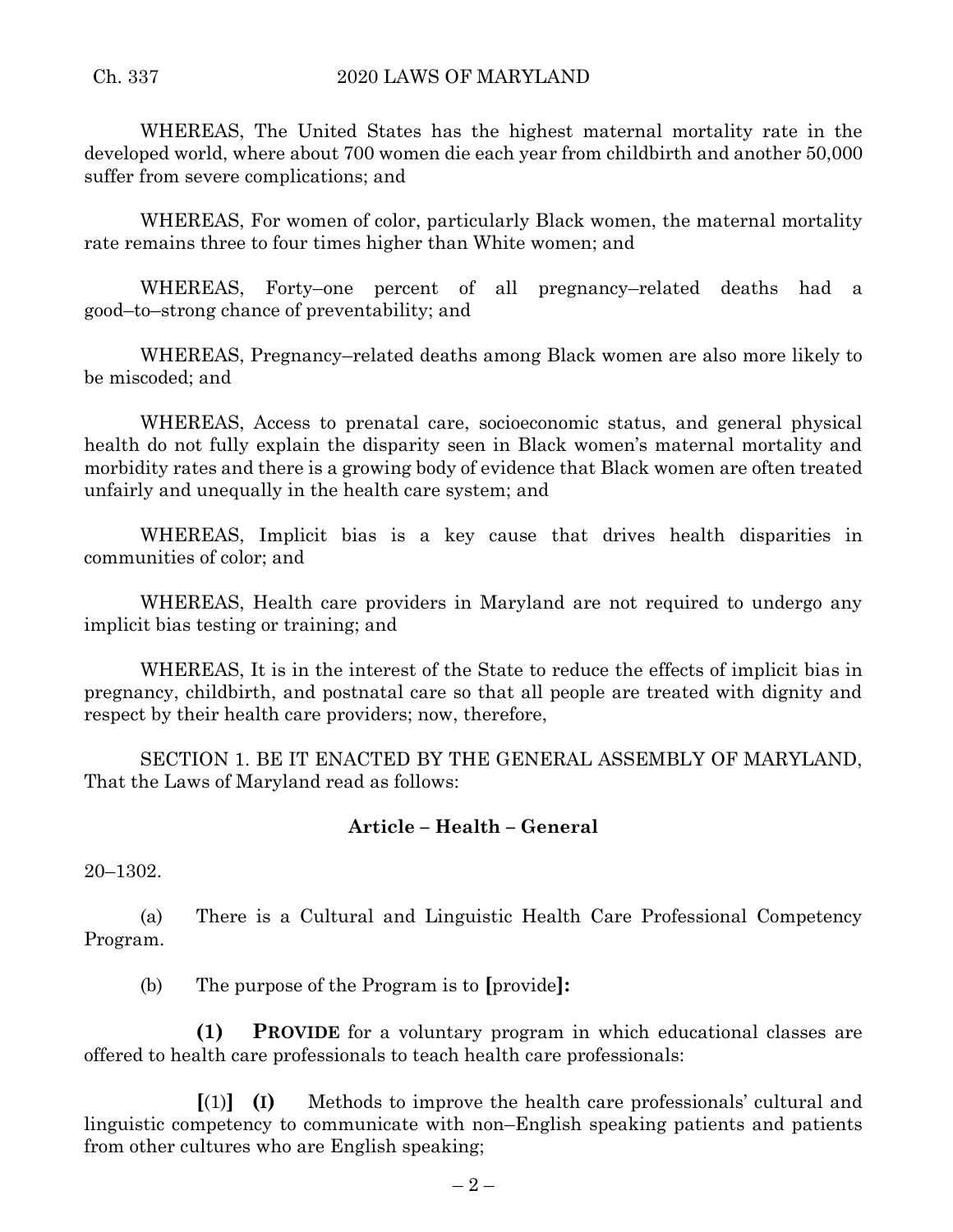WHEREAS, The United States has the highest maternal mortality rate in the developed world, where about 700 women die each year from childbirth and another 50,000 suffer from severe complications; and

WHEREAS, For women of color, particularly Black women, the maternal mortality rate remains three to four times higher than White women; and

WHEREAS, Forty–one percent of all pregnancy–related deaths had a good–to–strong chance of preventability; and

WHEREAS, Pregnancy–related deaths among Black women are also more likely to be miscoded; and

WHEREAS, Access to prenatal care, socioeconomic status, and general physical health do not fully explain the disparity seen in Black women's maternal mortality and morbidity rates and there is a growing body of evidence that Black women are often treated unfairly and unequally in the health care system; and

WHEREAS, Implicit bias is a key cause that drives health disparities in communities of color; and

WHEREAS, Health care providers in Maryland are not required to undergo any implicit bias testing or training; and

WHEREAS, It is in the interest of the State to reduce the effects of implicit bias in pregnancy, childbirth, and postnatal care so that all people are treated with dignity and respect by their health care providers; now, therefore,

SECTION 1. BE IT ENACTED BY THE GENERAL ASSEMBLY OF MARYLAND, That the Laws of Maryland read as follows:

**Article – Health – General**

20–1302.

(a) There is a Cultural and Linguistic Health Care Professional Competency Program.

(b) The purpose of the Program is to **[**provide**]:**

**(1) PROVIDE** for a voluntary program in which educational classes are offered to health care professionals to teach health care professionals:

**[**(1)**] (I)** Methods to improve the health care professionals' cultural and linguistic competency to communicate with non–English speaking patients and patients from other cultures who are English speaking;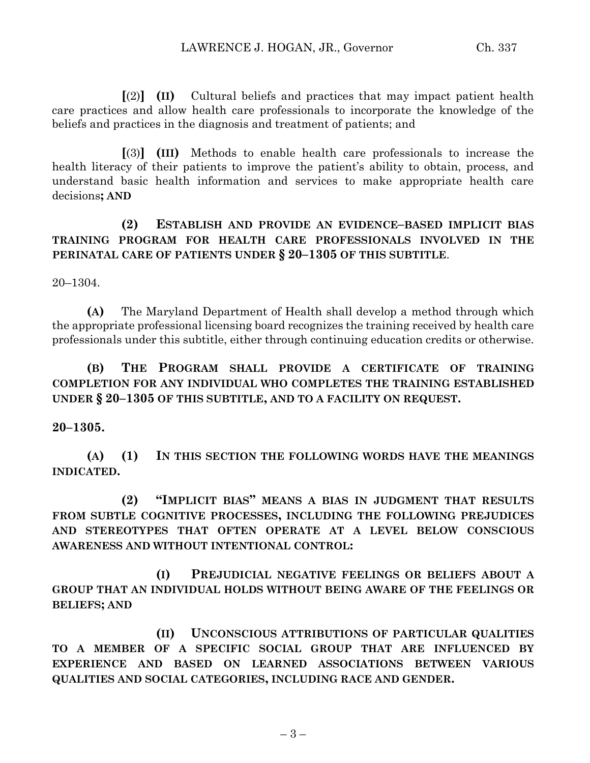**[**(2)**]** **(II)** Cultural beliefs and practices that may impact patient health care practices and allow health care professionals to incorporate the knowledge of the beliefs and practices in the diagnosis and treatment of patients; and

**[**(3)**]** **(III)** Methods to enable health care professionals to increase the health literacy of their patients to improve the patient's ability to obtain, process, and understand basic health information and services to make appropriate health care decisions**; AND**

**(2) ESTABLISH AND PROVIDE AN EVIDENCE–BASED IMPLICIT BIAS TRAINING PROGRAM FOR HEALTH CARE PROFESSIONALS INVOLVED IN THE PERINATAL CARE OF PATIENTS UNDER § 20–1305 OF THIS SUBTITLE**.

20–1304.

**(A)** The Maryland Department of Health shall develop a method through which the appropriate professional licensing board recognizes the training received by health care professionals under this subtitle, either through continuing education credits or otherwise.

**(B) THE PROGRAM SHALL PROVIDE A CERTIFICATE OF TRAINING COMPLETION FOR ANY INDIVIDUAL WHO COMPLETES THE TRAINING ESTABLISHED UNDER § 20–1305 OF THIS SUBTITLE, AND TO A FACILITY ON REQUEST.**

**20–1305.**

**(A) (1) IN THIS SECTION THE FOLLOWING WORDS HAVE THE MEANINGS INDICATED.**

**(2) "IMPLICIT BIAS" MEANS A BIAS IN JUDGMENT THAT RESULTS FROM SUBTLE COGNITIVE PROCESSES, INCLUDING THE FOLLOWING PREJUDICES AND STEREOTYPES THAT OFTEN OPERATE AT A LEVEL BELOW CONSCIOUS AWARENESS AND WITHOUT INTENTIONAL CONTROL:**

**(I) PREJUDICIAL NEGATIVE FEELINGS OR BELIEFS ABOUT A GROUP THAT AN INDIVIDUAL HOLDS WITHOUT BEING AWARE OF THE FEELINGS OR BELIEFS; AND**

**(II) UNCONSCIOUS ATTRIBUTIONS OF PARTICULAR QUALITIES TO A MEMBER OF A SPECIFIC SOCIAL GROUP THAT ARE INFLUENCED BY EXPERIENCE AND BASED ON LEARNED ASSOCIATIONS BETWEEN VARIOUS QUALITIES AND SOCIAL CATEGORIES, INCLUDING RACE AND GENDER.**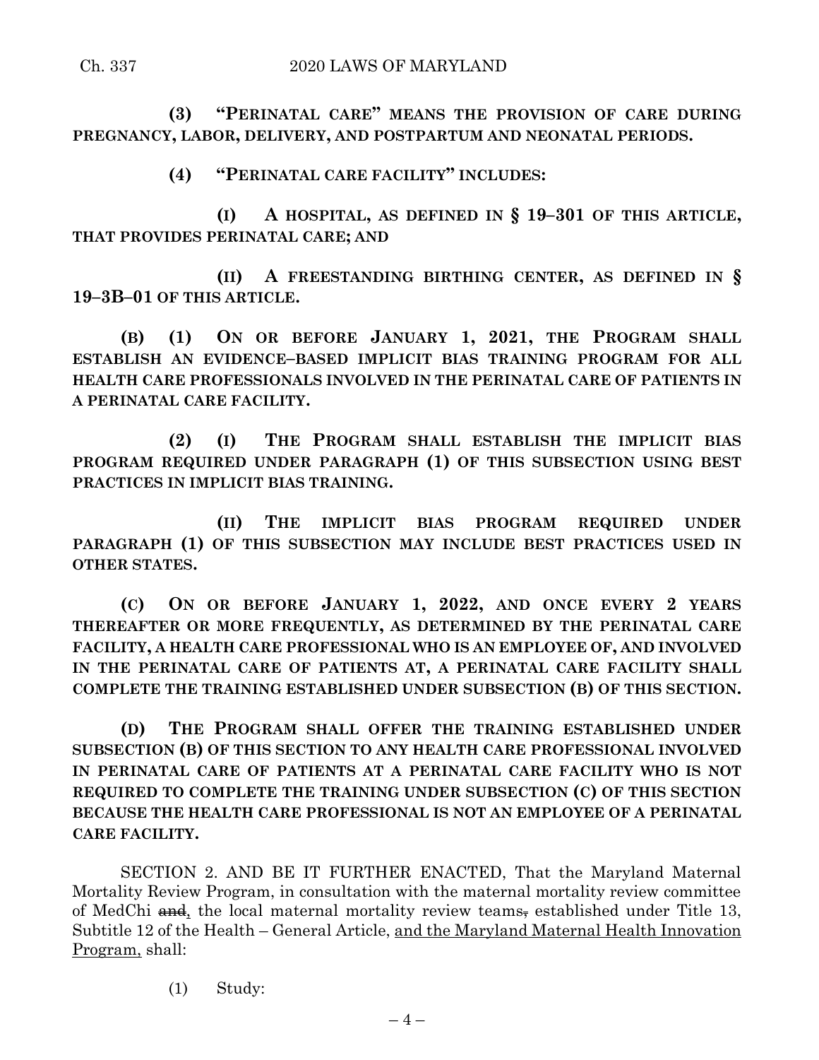**(3) "PERINATAL CARE" MEANS THE PROVISION OF CARE DURING PREGNANCY, LABOR, DELIVERY, AND POSTPARTUM AND NEONATAL PERIODS.**

**(4) "PERINATAL CARE FACILITY" INCLUDES:**

**(I) A HOSPITAL, AS DEFINED IN § 19–301 OF THIS ARTICLE, THAT PROVIDES PERINATAL CARE; AND**

**(II) A FREESTANDING BIRTHING CENTER, AS DEFINED IN § 19–3B–01 OF THIS ARTICLE.**

**(B) (1) ON OR BEFORE JANUARY 1, 2021, THE PROGRAM SHALL ESTABLISH AN EVIDENCE–BASED IMPLICIT BIAS TRAINING PROGRAM FOR ALL HEALTH CARE PROFESSIONALS INVOLVED IN THE PERINATAL CARE OF PATIENTS IN A PERINATAL CARE FACILITY.**

**(2) (I) THE PROGRAM SHALL ESTABLISH THE IMPLICIT BIAS PROGRAM REQUIRED UNDER PARAGRAPH (1) OF THIS SUBSECTION USING BEST PRACTICES IN IMPLICIT BIAS TRAINING.**

**(II) THE IMPLICIT BIAS PROGRAM REQUIRED UNDER PARAGRAPH (1) OF THIS SUBSECTION MAY INCLUDE BEST PRACTICES USED IN OTHER STATES.**

**(C) ON OR BEFORE JANUARY 1, 2022, AND ONCE EVERY 2 YEARS THEREAFTER OR MORE FREQUENTLY, AS DETERMINED BY THE PERINATAL CARE FACILITY, A HEALTH CARE PROFESSIONAL WHO IS AN EMPLOYEE OF, AND INVOLVED IN THE PERINATAL CARE OF PATIENTS AT, A PERINATAL CARE FACILITY SHALL COMPLETE THE TRAINING ESTABLISHED UNDER SUBSECTION (B) OF THIS SECTION.**

**(D) THE PROGRAM SHALL OFFER THE TRAINING ESTABLISHED UNDER SUBSECTION (B) OF THIS SECTION TO ANY HEALTH CARE PROFESSIONAL INVOLVED IN PERINATAL CARE OF PATIENTS AT A PERINATAL CARE FACILITY WHO IS NOT REQUIRED TO COMPLETE THE TRAINING UNDER SUBSECTION (C) OF THIS SECTION BECAUSE THE HEALTH CARE PROFESSIONAL IS NOT AN EMPLOYEE OF A PERINATAL CARE FACILITY.**

SECTION 2. AND BE IT FURTHER ENACTED, That the Maryland Maternal Mortality Review Program, in consultation with the maternal mortality review committee of MedChi ~~and~~, the local maternal mortality review teams~~,~~ established under Title 13, Subtitle 12 of the Health – General Article, and the Maryland Maternal Health Innovation Program, shall:

(1) Study: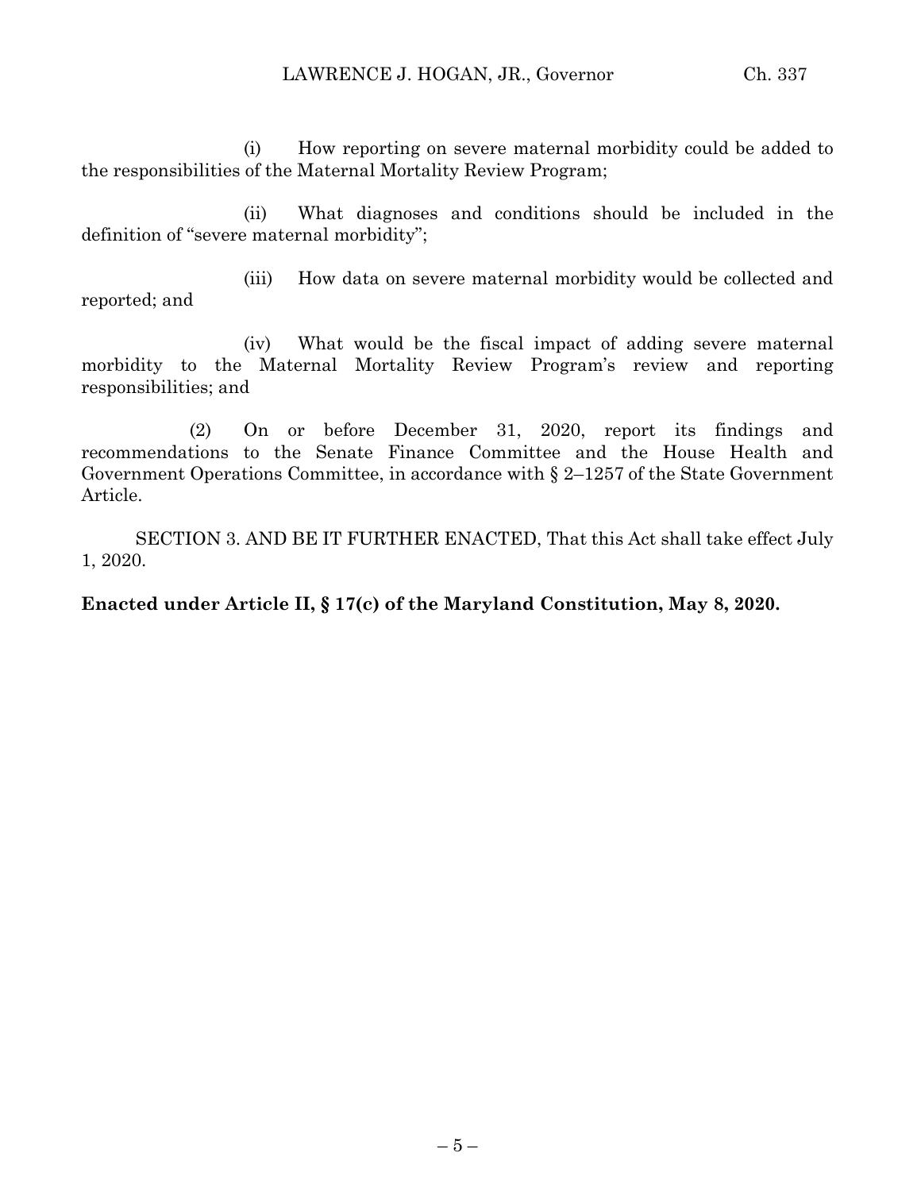(i) How reporting on severe maternal morbidity could be added to the responsibilities of the Maternal Mortality Review Program;

(ii) What diagnoses and conditions should be included in the definition of "severe maternal morbidity";

(iii) How data on severe maternal morbidity would be collected and reported; and

(iv) What would be the fiscal impact of adding severe maternal morbidity to the Maternal Mortality Review Program's review and reporting responsibilities; and

(2) On or before December 31, 2020, report its findings and recommendations to the Senate Finance Committee and the House Health and Government Operations Committee, in accordance with § 2–1257 of the State Government Article.

SECTION 3. AND BE IT FURTHER ENACTED, That this Act shall take effect July 1, 2020.

**Enacted under Article II, § 17(c) of the Maryland Constitution, May 8, 2020.**